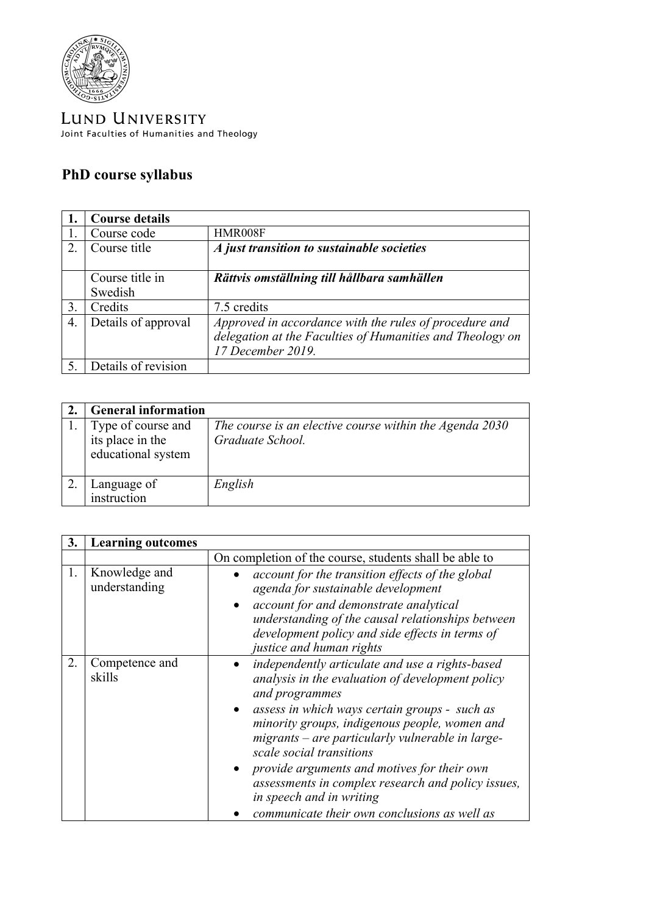LUND UNIVERSITY
Joint Faculties of Humanities and Theology

# PhD course syllabus

| 1. | **Course details** | |
|---|---|---|
| 1. | Course code | HMR008F |
| 2. | Course title | ***A just transition to sustainable societies*** |
| | Course title in Swedish | ***Rättvis omställning till hållbara samhällen*** |
| 3. | Credits | 7.5 credits |
| 4. | Details of approval | *Approved in accordance with the rules of procedure and delegation at the Faculties of Humanities and Theology on 17 December 2019.* |
| 5. | Details of revision | |

| 2. | **General information** | |
|---|---|---|
| 1. | Type of course and its place in the educational system | *The course is an elective course within the Agenda 2030 Graduate School.* |
| 2. | Language of instruction | *English* |

| 3. | **Learning outcomes** | |
|---|---|---|
| | | On completion of the course, students shall be able to |
| 1. | Knowledge and understanding | • *account for the transition effects of the global agenda for sustainable development*<br>• *account for and demonstrate analytical understanding of the causal relationships between development policy and side effects in terms of justice and human rights* |
| 2. | Competence and skills | • *independently articulate and use a rights-based analysis in the evaluation of development policy and programmes*<br>• *assess in which ways certain groups - such as minority groups, indigenous people, women and migrants – are particularly vulnerable in large-scale social transitions*<br>• *provide arguments and motives for their own assessments in complex research and policy issues, in speech and in writing*<br>• *communicate their own conclusions as well as* |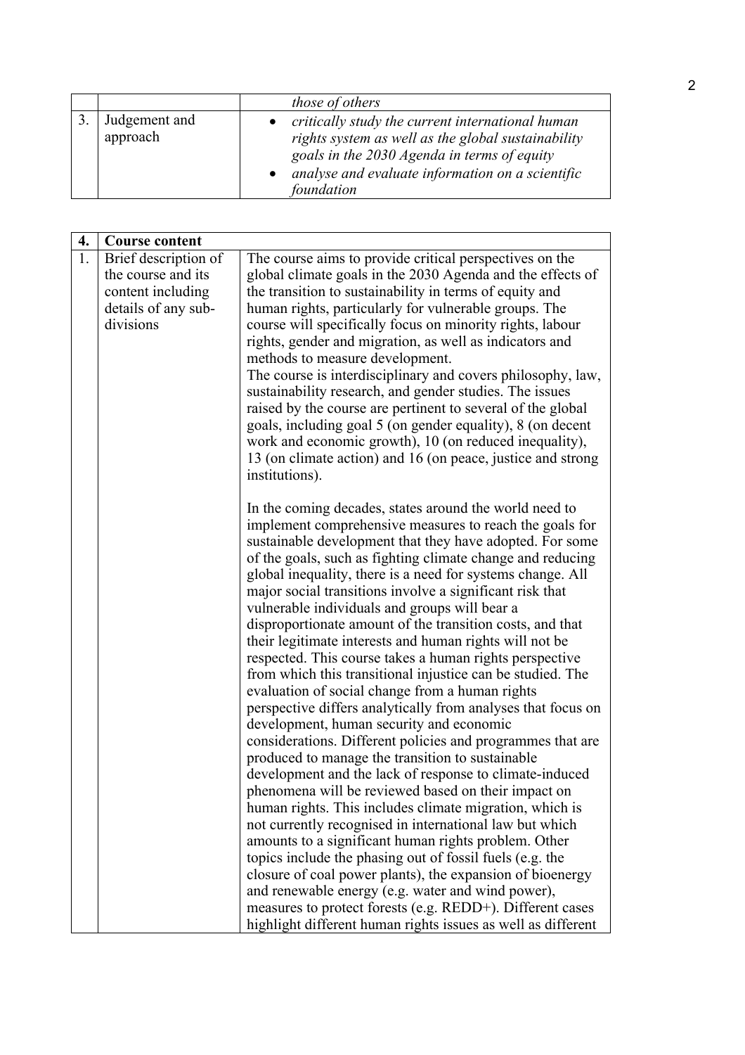| | | |
|---|---|---|
| | | *those of others* |
| 3. | Judgement and approach | • *critically study the current international human rights system as well as the global sustainability goals in the 2030 Agenda in terms of equity*<br>• *analyse and evaluate information on a scientific foundation* |

| **4.** | **Course content** | |
|---|---|---|
| 1. | Brief description of the course and its content including details of any sub-divisions | The course aims to provide critical perspectives on the global climate goals in the 2030 Agenda and the effects of the transition to sustainability in terms of equity and human rights, particularly for vulnerable groups. The course will specifically focus on minority rights, labour rights, gender and migration, as well as indicators and methods to measure development.<br>The course is interdisciplinary and covers philosophy, law, sustainability research, and gender studies. The issues raised by the course are pertinent to several of the global goals, including goal 5 (on gender equality), 8 (on decent work and economic growth), 10 (on reduced inequality), 13 (on climate action) and 16 (on peace, justice and strong institutions).<br><br>In the coming decades, states around the world need to implement comprehensive measures to reach the goals for sustainable development that they have adopted. For some of the goals, such as fighting climate change and reducing global inequality, there is a need for systems change. All major social transitions involve a significant risk that vulnerable individuals and groups will bear a disproportionate amount of the transition costs, and that their legitimate interests and human rights will not be respected. This course takes a human rights perspective from which this transitional injustice can be studied. The evaluation of social change from a human rights perspective differs analytically from analyses that focus on development, human security and economic considerations. Different policies and programmes that are produced to manage the transition to sustainable development and the lack of response to climate-induced phenomena will be reviewed based on their impact on human rights. This includes climate migration, which is not currently recognised in international law but which amounts to a significant human rights problem. Other topics include the phasing out of fossil fuels (e.g. the closure of coal power plants), the expansion of bioenergy and renewable energy (e.g. water and wind power), measures to protect forests (e.g. REDD+). Different cases highlight different human rights issues as well as different |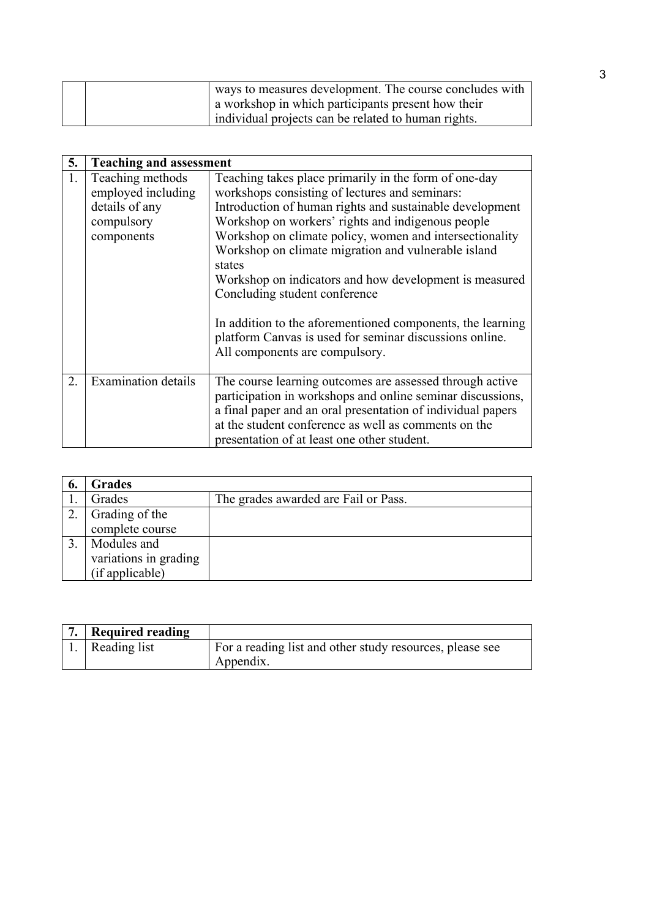| | | |
|---|---|---|
| | | ways to measures development. The course concludes with a workshop in which participants present how their individual projects can be related to human rights. |

| 5. | Teaching and assessment | |
|---|---|---|
| 1. | Teaching methods employed including details of any compulsory components | Teaching takes place primarily in the form of one-day workshops consisting of lectures and seminars: Introduction of human rights and sustainable development Workshop on workers' rights and indigenous people Workshop on climate policy, women and intersectionality Workshop on climate migration and vulnerable island states Workshop on indicators and how development is measured Concluding student conference<br><br>In addition to the aforementioned components, the learning platform Canvas is used for seminar discussions online. All components are compulsory. |
| 2. | Examination details | The course learning outcomes are assessed through active participation in workshops and online seminar discussions, a final paper and an oral presentation of individual papers at the student conference as well as comments on the presentation of at least one other student. |

| 6. | Grades | |
|---|---|---|
| 1. | Grades | The grades awarded are Fail or Pass. |
| 2. | Grading of the complete course | |
| 3. | Modules and variations in grading (if applicable) | |

| 7. | Required reading | |
|---|---|---|
| 1. | Reading list | For a reading list and other study resources, please see Appendix. |